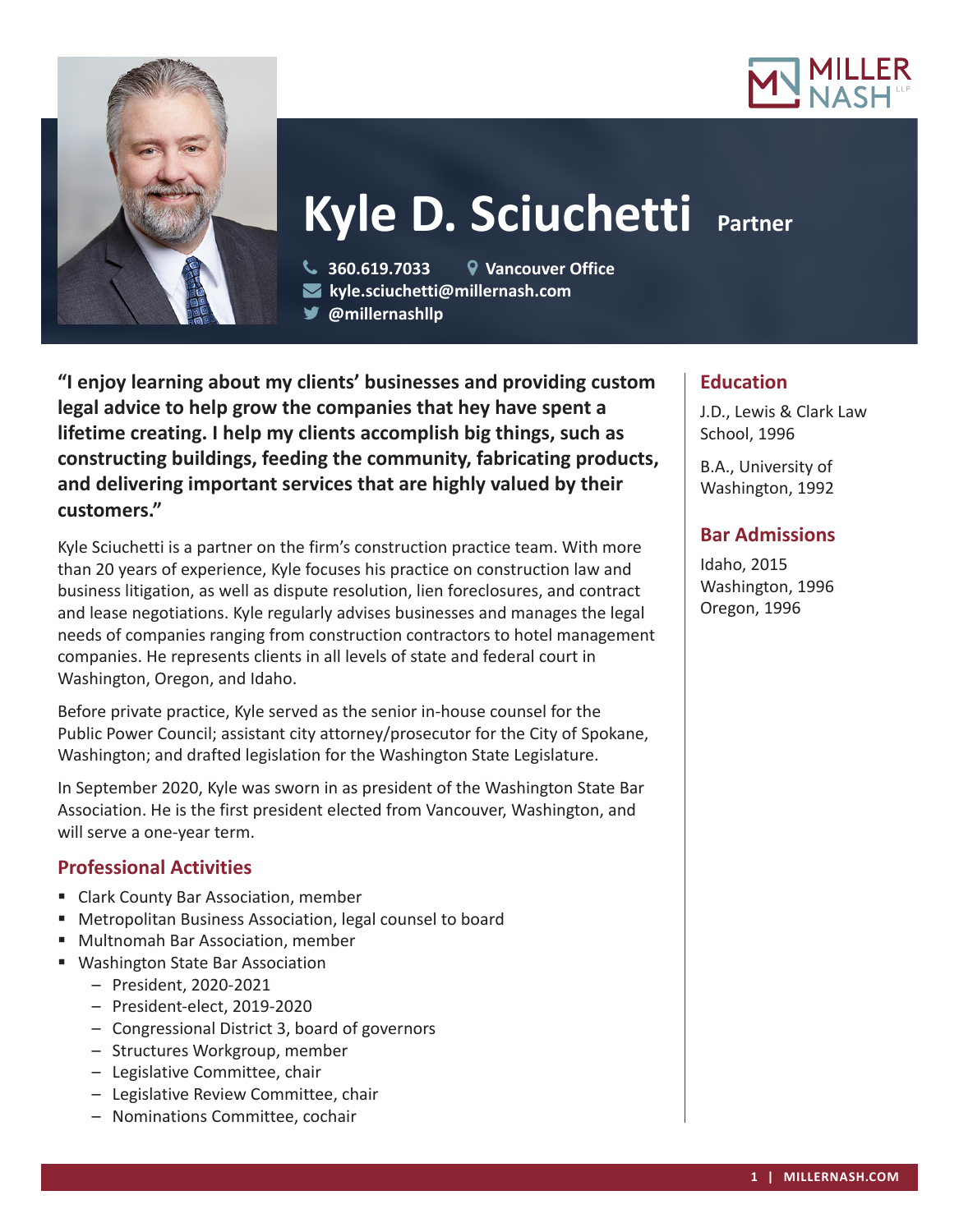# Kyle D. Sciuchetti **Partner**

360.619.7033 | Vancouver Office
kyle.sciuchetti@millernash.com
@millernashllp

**"I enjoy learning about my clients' businesses and providing custom legal advice to help grow the companies that hey have spent a lifetime creating. I help my clients accomplish big things, such as constructing buildings, feeding the community, fabricating products, and delivering important services that are highly valued by their customers."**

Kyle Sciuchetti is a partner on the firm's construction practice team. With more than 20 years of experience, Kyle focuses his practice on construction law and business litigation, as well as dispute resolution, lien foreclosures, and contract and lease negotiations. Kyle regularly advises businesses and manages the legal needs of companies ranging from construction contractors to hotel management companies. He represents clients in all levels of state and federal court in Washington, Oregon, and Idaho.

Before private practice, Kyle served as the senior in-house counsel for the Public Power Council; assistant city attorney/prosecutor for the City of Spokane, Washington; and drafted legislation for the Washington State Legislature.

In September 2020, Kyle was sworn in as president of the Washington State Bar Association. He is the first president elected from Vancouver, Washington, and will serve a one-year term.

## Professional Activities

- Clark County Bar Association, member
- Metropolitan Business Association, legal counsel to board
- Multnomah Bar Association, member
- Washington State Bar Association
  - President, 2020-2021
  - President-elect, 2019-2020
  - Congressional District 3, board of governors
  - Structures Workgroup, member
  - Legislative Committee, chair
  - Legislative Review Committee, chair
  - Nominations Committee, cochair

## Education

J.D., Lewis & Clark Law School, 1996

B.A., University of Washington, 1992

## Bar Admissions

Idaho, 2015
Washington, 1996
Oregon, 1996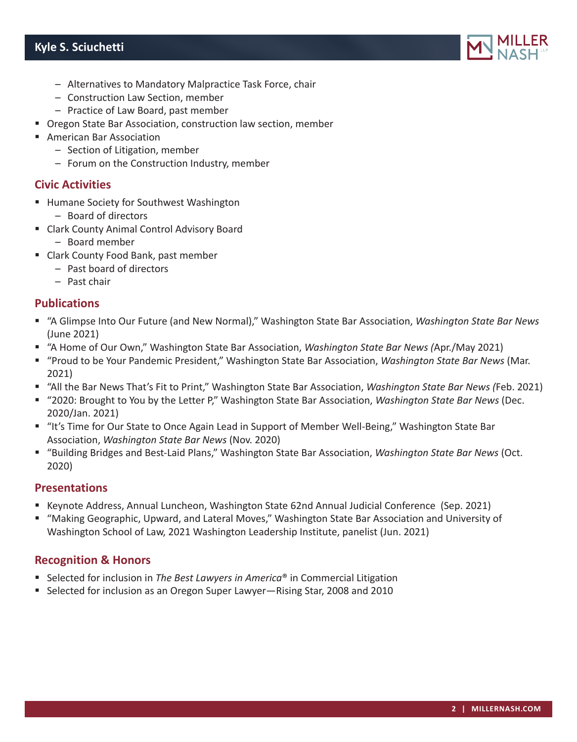- Alternatives to Mandatory Malpractice Task Force, chair
  - Construction Law Section, member
  - Practice of Law Board, past member
- Oregon State Bar Association, construction law section, member
- American Bar Association
  - Section of Litigation, member
  - Forum on the Construction Industry, member

## Civic Activities

- Humane Society for Southwest Washington
  - Board of directors
- Clark County Animal Control Advisory Board
  - Board member
- Clark County Food Bank, past member
  - Past board of directors
  - Past chair

## Publications

- "A Glimpse Into Our Future (and New Normal)," Washington State Bar Association, *Washington State Bar News* (June 2021)
- "A Home of Our Own," Washington State Bar Association, *Washington State Bar News (*Apr./May 2021)
- "Proud to be Your Pandemic President," Washington State Bar Association, *Washington State Bar News* (Mar. 2021)
- "All the Bar News That's Fit to Print," Washington State Bar Association, *Washington State Bar News (*Feb. 2021)
- "2020: Brought to You by the Letter P," Washington State Bar Association, *Washington State Bar News* (Dec. 2020/Jan. 2021)
- "It's Time for Our State to Once Again Lead in Support of Member Well-Being," Washington State Bar Association, *Washington State Bar News* (Nov. 2020)
- "Building Bridges and Best-Laid Plans," Washington State Bar Association, *Washington State Bar News* (Oct. 2020)

## Presentations

- Keynote Address, Annual Luncheon, Washington State 62nd Annual Judicial Conference (Sep. 2021)
- "Making Geographic, Upward, and Lateral Moves," Washington State Bar Association and University of Washington School of Law, 2021 Washington Leadership Institute, panelist (Jun. 2021)

## Recognition & Honors

- Selected for inclusion in *The Best Lawyers in America*® in Commercial Litigation
- Selected for inclusion as an Oregon Super Lawyer—Rising Star, 2008 and 2010